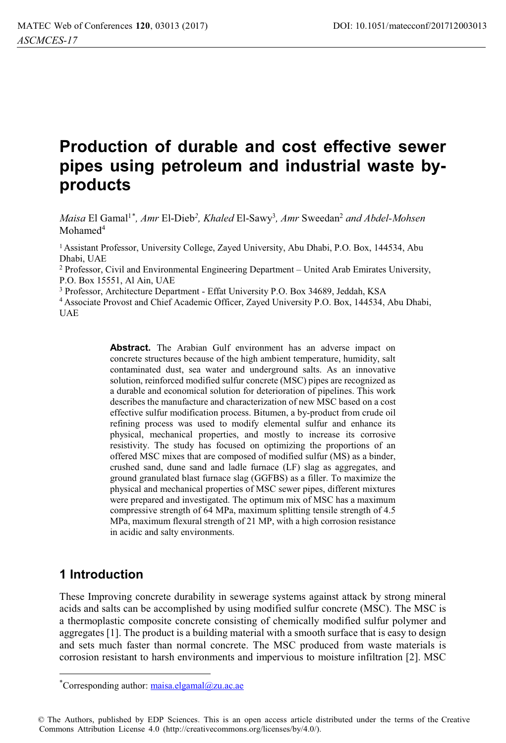# Production of durable and cost effective sewer pipes using petroleum and industrial waste by-products

*Maisa* El Gamal[1*], *Amr* El-Dieb[2], *Khaled* El-Sawy[3], *Amr* Sweedan[2] *and Abdel-Mohsen* Mohamed[4]

[1] Assistant Professor, University College, Zayed University, Abu Dhabi, P.O. Box, 144534, Abu Dhabi, UAE

[2] Professor, Civil and Environmental Engineering Department – United Arab Emirates University, P.O. Box 15551, Al Ain, UAE

[3] Professor, Architecture Department - Effat University P.O. Box 34689, Jeddah, KSA

[4] Associate Provost and Chief Academic Officer, Zayed University P.O. Box, 144534, Abu Dhabi, UAE

**Abstract.** The Arabian Gulf environment has an adverse impact on concrete structures because of the high ambient temperature, humidity, salt contaminated dust, sea water and underground salts. As an innovative solution, reinforced modified sulfur concrete (MSC) pipes are recognized as a durable and economical solution for deterioration of pipelines. This work describes the manufacture and characterization of new MSC based on a cost effective sulfur modification process. Bitumen, a by-product from crude oil refining process was used to modify elemental sulfur and enhance its physical, mechanical properties, and mostly to increase its corrosive resistivity. The study has focused on optimizing the proportions of an offered MSC mixes that are composed of modified sulfur (MS) as a binder, crushed sand, dune sand and ladle furnace (LF) slag as aggregates, and ground granulated blast furnace slag (GGFBS) as a filler. To maximize the physical and mechanical properties of MSC sewer pipes, different mixtures were prepared and investigated. The optimum mix of MSC has a maximum compressive strength of 64 MPa, maximum splitting tensile strength of 4.5 MPa, maximum flexural strength of 21 MP, with a high corrosion resistance in acidic and salty environments.

## 1 Introduction

These Improving concrete durability in sewerage systems against attack by strong mineral acids and salts can be accomplished by using modified sulfur concrete (MSC). The MSC is a thermoplastic composite concrete consisting of chemically modified sulfur polymer and aggregates [1]. The product is a building material with a smooth surface that is easy to design and sets much faster than normal concrete. The MSC produced from waste materials is corrosion resistant to harsh environments and impervious to moisture infiltration [2]. MSC

*Corresponding author: maisa.elgamal@zu.ac.ae

© The Authors, published by EDP Sciences. This is an open access article distributed under the terms of the Creative Commons Attribution License 4.0 (http://creativecommons.org/licenses/by/4.0/).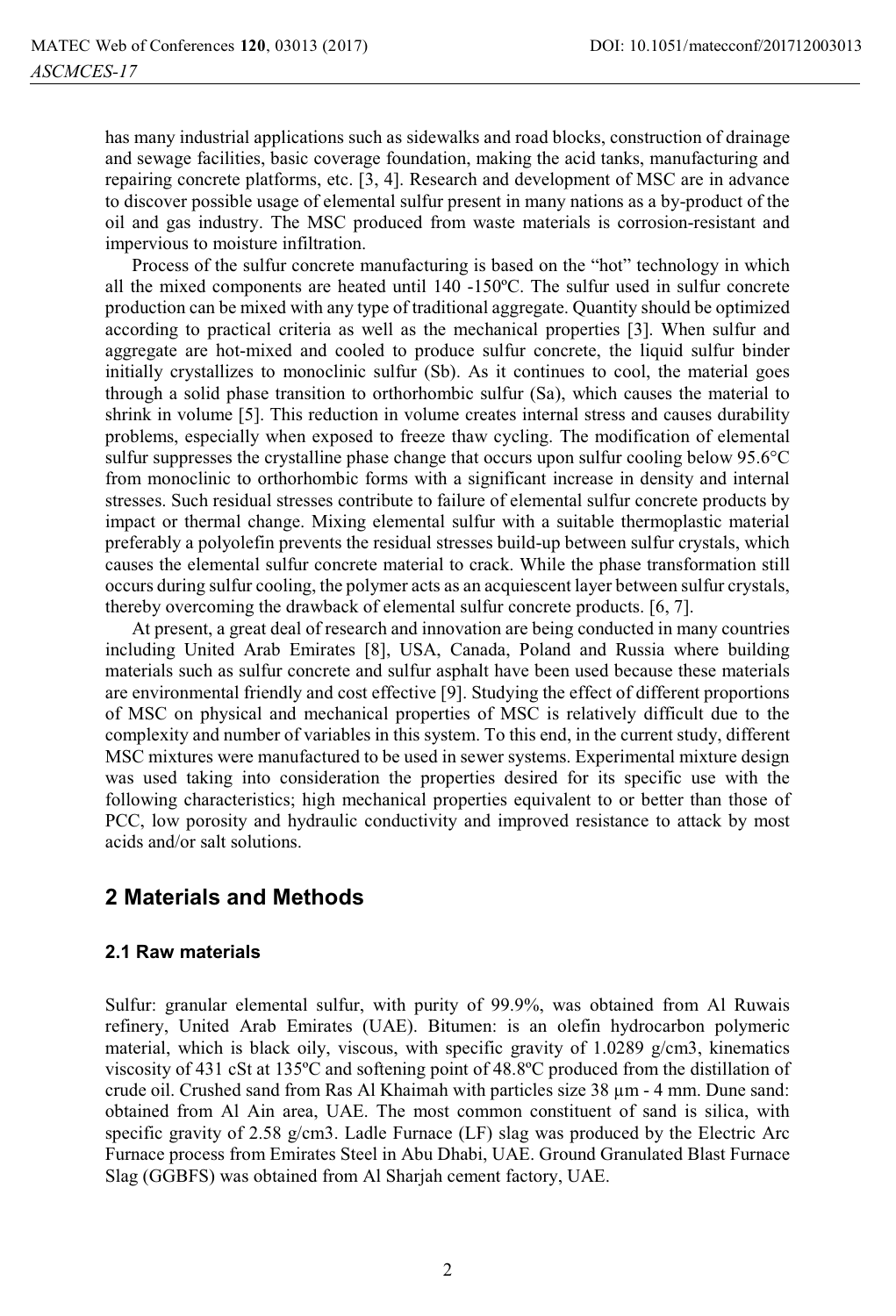has many industrial applications such as sidewalks and road blocks, construction of drainage and sewage facilities, basic coverage foundation, making the acid tanks, manufacturing and repairing concrete platforms, etc. [3, 4]. Research and development of MSC are in advance to discover possible usage of elemental sulfur present in many nations as a by-product of the oil and gas industry. The MSC produced from waste materials is corrosion-resistant and impervious to moisture infiltration.

Process of the sulfur concrete manufacturing is based on the "hot" technology in which all the mixed components are heated until 140 -150ºC. The sulfur used in sulfur concrete production can be mixed with any type of traditional aggregate. Quantity should be optimized according to practical criteria as well as the mechanical properties [3]. When sulfur and aggregate are hot-mixed and cooled to produce sulfur concrete, the liquid sulfur binder initially crystallizes to monoclinic sulfur (Sb). As it continues to cool, the material goes through a solid phase transition to orthorhombic sulfur (Sa), which causes the material to shrink in volume [5]. This reduction in volume creates internal stress and causes durability problems, especially when exposed to freeze thaw cycling. The modification of elemental sulfur suppresses the crystalline phase change that occurs upon sulfur cooling below 95.6°C from monoclinic to orthorhombic forms with a significant increase in density and internal stresses. Such residual stresses contribute to failure of elemental sulfur concrete products by impact or thermal change. Mixing elemental sulfur with a suitable thermoplastic material preferably a polyolefin prevents the residual stresses build-up between sulfur crystals, which causes the elemental sulfur concrete material to crack. While the phase transformation still occurs during sulfur cooling, the polymer acts as an acquiescent layer between sulfur crystals, thereby overcoming the drawback of elemental sulfur concrete products. [6, 7].

At present, a great deal of research and innovation are being conducted in many countries including United Arab Emirates [8], USA, Canada, Poland and Russia where building materials such as sulfur concrete and sulfur asphalt have been used because these materials are environmental friendly and cost effective [9]. Studying the effect of different proportions of MSC on physical and mechanical properties of MSC is relatively difficult due to the complexity and number of variables in this system. To this end, in the current study, different MSC mixtures were manufactured to be used in sewer systems. Experimental mixture design was used taking into consideration the properties desired for its specific use with the following characteristics; high mechanical properties equivalent to or better than those of PCC, low porosity and hydraulic conductivity and improved resistance to attack by most acids and/or salt solutions.

## 2 Materials and Methods

### 2.1 Raw materials

Sulfur: granular elemental sulfur, with purity of 99.9%, was obtained from Al Ruwais refinery, United Arab Emirates (UAE). Bitumen: is an olefin hydrocarbon polymeric material, which is black oily, viscous, with specific gravity of 1.0289 g/cm3, kinematics viscosity of 431 cSt at 135ºC and softening point of 48.8ºC produced from the distillation of crude oil. Crushed sand from Ras Al Khaimah with particles size 38 μm - 4 mm. Dune sand: obtained from Al Ain area, UAE. The most common constituent of sand is silica, with specific gravity of 2.58 g/cm3. Ladle Furnace (LF) slag was produced by the Electric Arc Furnace process from Emirates Steel in Abu Dhabi, UAE. Ground Granulated Blast Furnace Slag (GGBFS) was obtained from Al Sharjah cement factory, UAE.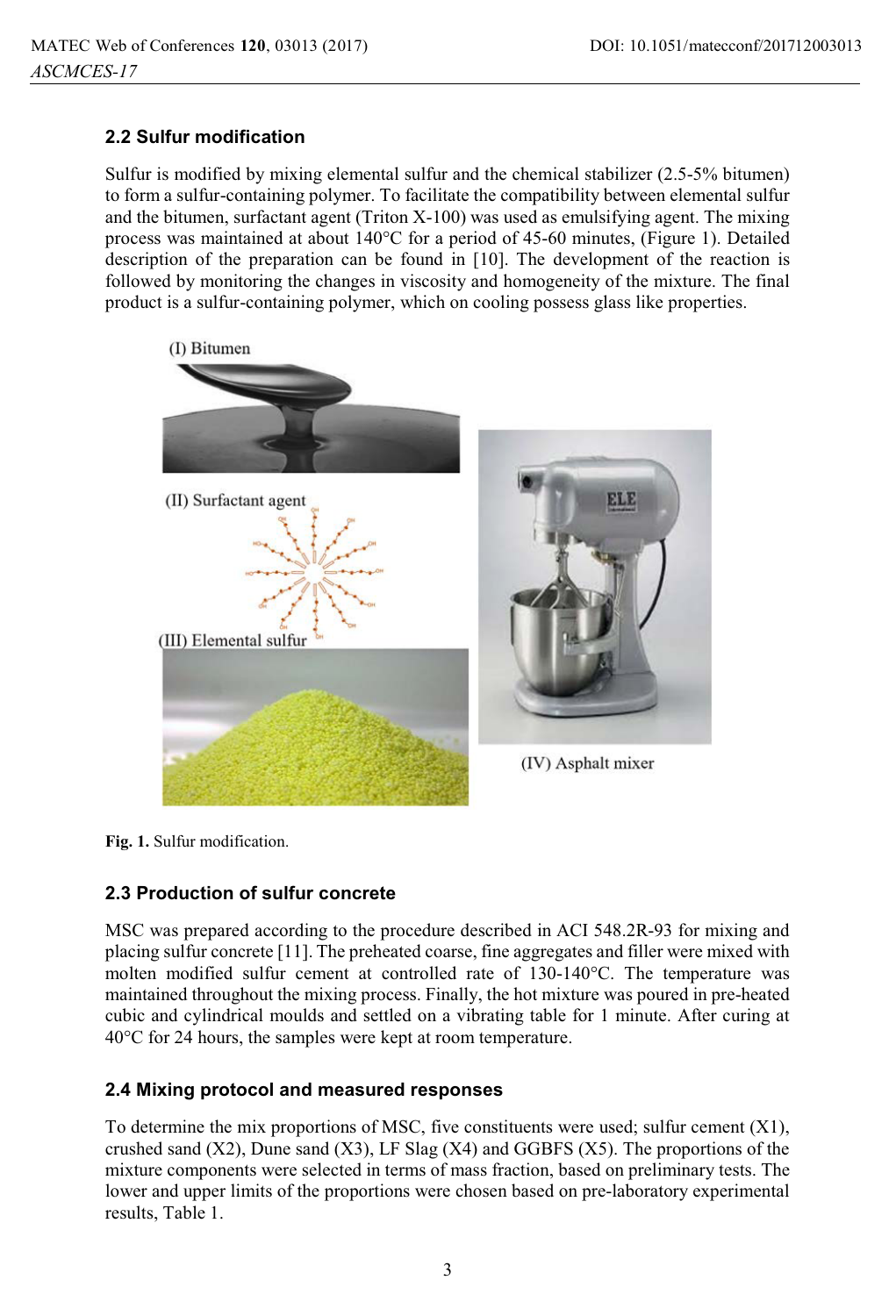### 2.2 Sulfur modification

Sulfur is modified by mixing elemental sulfur and the chemical stabilizer (2.5-5% bitumen) to form a sulfur-containing polymer. To facilitate the compatibility between elemental sulfur and the bitumen, surfactant agent (Triton X-100) was used as emulsifying agent. The mixing process was maintained at about 140°C for a period of 45-60 minutes, (Figure 1). Detailed description of the preparation can be found in [10]. The development of the reaction is followed by monitoring the changes in viscosity and homogeneity of the mixture. The final product is a sulfur-containing polymer, which on cooling possess glass like properties.

**Fig. 1.** Sulfur modification.

### 2.3 Production of sulfur concrete

MSC was prepared according to the procedure described in ACI 548.2R-93 for mixing and placing sulfur concrete [11]. The preheated coarse, fine aggregates and filler were mixed with molten modified sulfur cement at controlled rate of 130-140°C. The temperature was maintained throughout the mixing process. Finally, the hot mixture was poured in pre-heated cubic and cylindrical moulds and settled on a vibrating table for 1 minute. After curing at 40°C for 24 hours, the samples were kept at room temperature.

### 2.4 Mixing protocol and measured responses

To determine the mix proportions of MSC, five constituents were used; sulfur cement (X1), crushed sand (X2), Dune sand (X3), LF Slag (X4) and GGBFS (X5). The proportions of the mixture components were selected in terms of mass fraction, based on preliminary tests. The lower and upper limits of the proportions were chosen based on pre-laboratory experimental results, Table 1.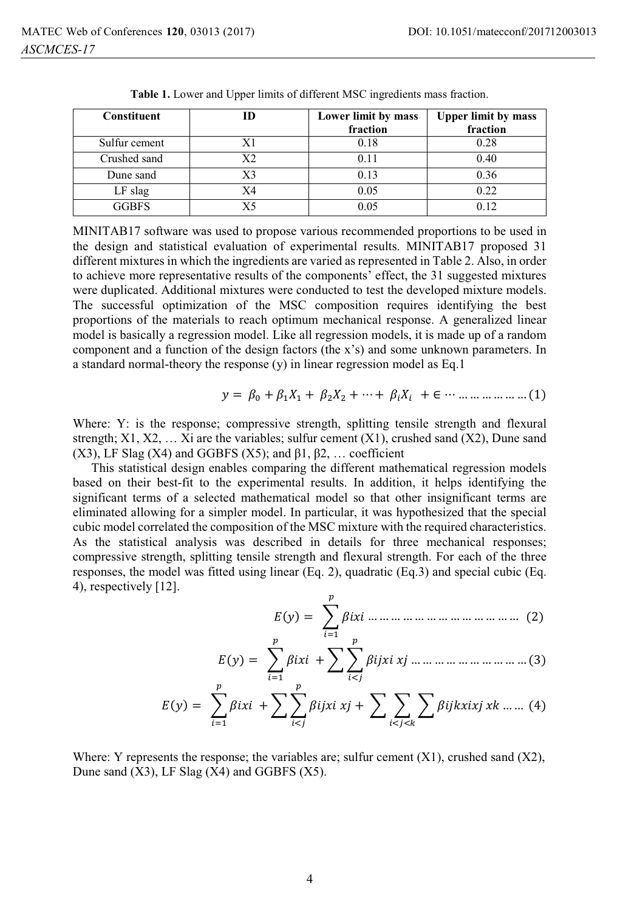**Table 1.** Lower and Upper limits of different MSC ingredients mass fraction.

| Constituent | ID | Lower limit by mass fraction | Upper limit by mass fraction |
|---|---|---|---|
| Sulfur cement | X1 | 0.18 | 0.28 |
| Crushed sand | X2 | 0.11 | 0.40 |
| Dune sand | X3 | 0.13 | 0.36 |
| LF slag | X4 | 0.05 | 0.22 |
| GGBFS | X5 | 0.05 | 0.12 |

MINITAB17 software was used to propose various recommended proportions to be used in the design and statistical evaluation of experimental results. MINITAB17 proposed 31 different mixtures in which the ingredients are varied as represented in Table 2. Also, in order to achieve more representative results of the components' effect, the 31 suggested mixtures were duplicated. Additional mixtures were conducted to test the developed mixture models. The successful optimization of the MSC composition requires identifying the best proportions of the materials to reach optimum mechanical response. A generalized linear model is basically a regression model. Like all regression models, it is made up of a random component and a function of the design factors (the x's) and some unknown parameters. In a standard normal-theory the response (y) in linear regression model as Eq.1

$$y = \beta_0 + \beta_1 X_1 + \beta_2 X_2 + \cdots + \beta_i X_i + \in \cdots \ldots \ldots \ldots \ldots \ldots (1)$$

Where: Y: is the response; compressive strength, splitting tensile strength and flexural strength; X1, X2, … Xi are the variables; sulfur cement (X1), crushed sand (X2), Dune sand (X3), LF Slag (X4) and GGBFS (X5); and β1, β2, … coefficient

This statistical design enables comparing the different mathematical regression models based on their best-fit to the experimental results. In addition, it helps identifying the significant terms of a selected mathematical model so that other insignificant terms are eliminated allowing for a simpler model. In particular, it was hypothesized that the special cubic model correlated the composition of the MSC mixture with the required characteristics. As the statistical analysis was described in details for three mechanical responses; compressive strength, splitting tensile strength and flexural strength. For each of the three responses, the model was fitted using linear (Eq. 2), quadratic (Eq.3) and special cubic (Eq. 4), respectively [12].

$$E(y) = \sum_{i=1}^{p} \beta i x i \ldots \ldots \ldots \ldots \ldots \ldots \ldots \ldots \ldots \ldots \ldots \ldots \quad (2)$$

$$E(y) = \sum_{i=1}^{p} \beta i x i + \sum \sum_{i<j}^{p} \beta i j x i \, x j \ldots \ldots \ldots \ldots \ldots \ldots \ldots \ldots \ldots (3)$$

$$E(y) = \sum_{i=1}^{p} \beta i x i + \sum \sum_{i<j}^{p} \beta i j x i \, x j + \sum_{i<j<k} \sum \sum \beta i j k x i x j \, x k \ldots \ldots \quad (4)$$

Where: Y represents the response; the variables are; sulfur cement (X1), crushed sand (X2), Dune sand (X3), LF Slag (X4) and GGBFS (X5).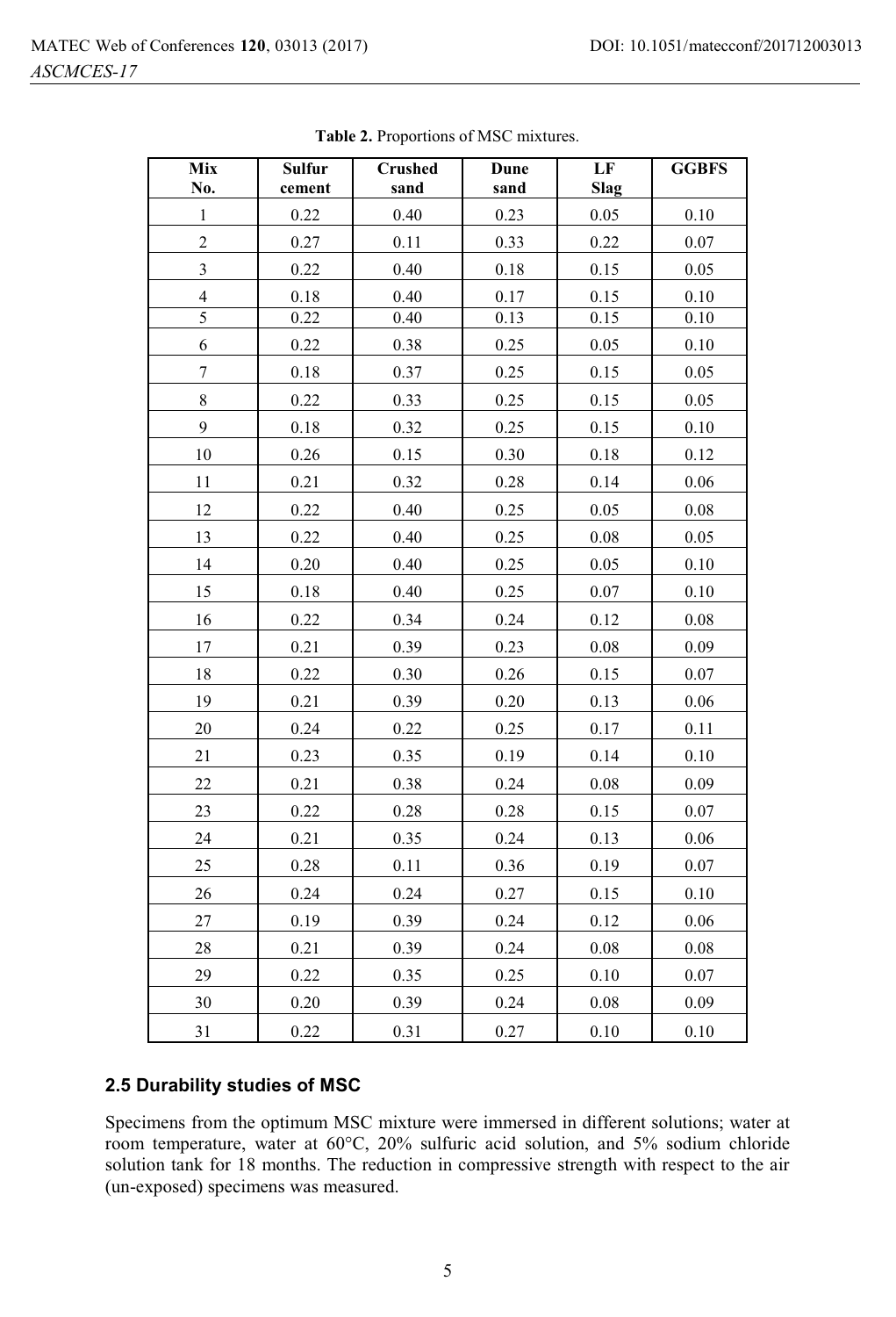**Table 2.** Proportions of MSC mixtures.

| Mix No. | Sulfur cement | Crushed sand | Dune sand | LF Slag | GGBFS |
|---|---|---|---|---|---|
| 1 | 0.22 | 0.40 | 0.23 | 0.05 | 0.10 |
| 2 | 0.27 | 0.11 | 0.33 | 0.22 | 0.07 |
| 3 | 0.22 | 0.40 | 0.18 | 0.15 | 0.05 |
| 4 | 0.18 | 0.40 | 0.17 | 0.15 | 0.10 |
| 5 | 0.22 | 0.40 | 0.13 | 0.15 | 0.10 |
| 6 | 0.22 | 0.38 | 0.25 | 0.05 | 0.10 |
| 7 | 0.18 | 0.37 | 0.25 | 0.15 | 0.05 |
| 8 | 0.22 | 0.33 | 0.25 | 0.15 | 0.05 |
| 9 | 0.18 | 0.32 | 0.25 | 0.15 | 0.10 |
| 10 | 0.26 | 0.15 | 0.30 | 0.18 | 0.12 |
| 11 | 0.21 | 0.32 | 0.28 | 0.14 | 0.06 |
| 12 | 0.22 | 0.40 | 0.25 | 0.05 | 0.08 |
| 13 | 0.22 | 0.40 | 0.25 | 0.08 | 0.05 |
| 14 | 0.20 | 0.40 | 0.25 | 0.05 | 0.10 |
| 15 | 0.18 | 0.40 | 0.25 | 0.07 | 0.10 |
| 16 | 0.22 | 0.34 | 0.24 | 0.12 | 0.08 |
| 17 | 0.21 | 0.39 | 0.23 | 0.08 | 0.09 |
| 18 | 0.22 | 0.30 | 0.26 | 0.15 | 0.07 |
| 19 | 0.21 | 0.39 | 0.20 | 0.13 | 0.06 |
| 20 | 0.24 | 0.22 | 0.25 | 0.17 | 0.11 |
| 21 | 0.23 | 0.35 | 0.19 | 0.14 | 0.10 |
| 22 | 0.21 | 0.38 | 0.24 | 0.08 | 0.09 |
| 23 | 0.22 | 0.28 | 0.28 | 0.15 | 0.07 |
| 24 | 0.21 | 0.35 | 0.24 | 0.13 | 0.06 |
| 25 | 0.28 | 0.11 | 0.36 | 0.19 | 0.07 |
| 26 | 0.24 | 0.24 | 0.27 | 0.15 | 0.10 |
| 27 | 0.19 | 0.39 | 0.24 | 0.12 | 0.06 |
| 28 | 0.21 | 0.39 | 0.24 | 0.08 | 0.08 |
| 29 | 0.22 | 0.35 | 0.25 | 0.10 | 0.07 |
| 30 | 0.20 | 0.39 | 0.24 | 0.08 | 0.09 |
| 31 | 0.22 | 0.31 | 0.27 | 0.10 | 0.10 |

### 2.5 Durability studies of MSC

Specimens from the optimum MSC mixture were immersed in different solutions; water at room temperature, water at 60°C, 20% sulfuric acid solution, and 5% sodium chloride solution tank for 18 months. The reduction in compressive strength with respect to the air (un-exposed) specimens was measured.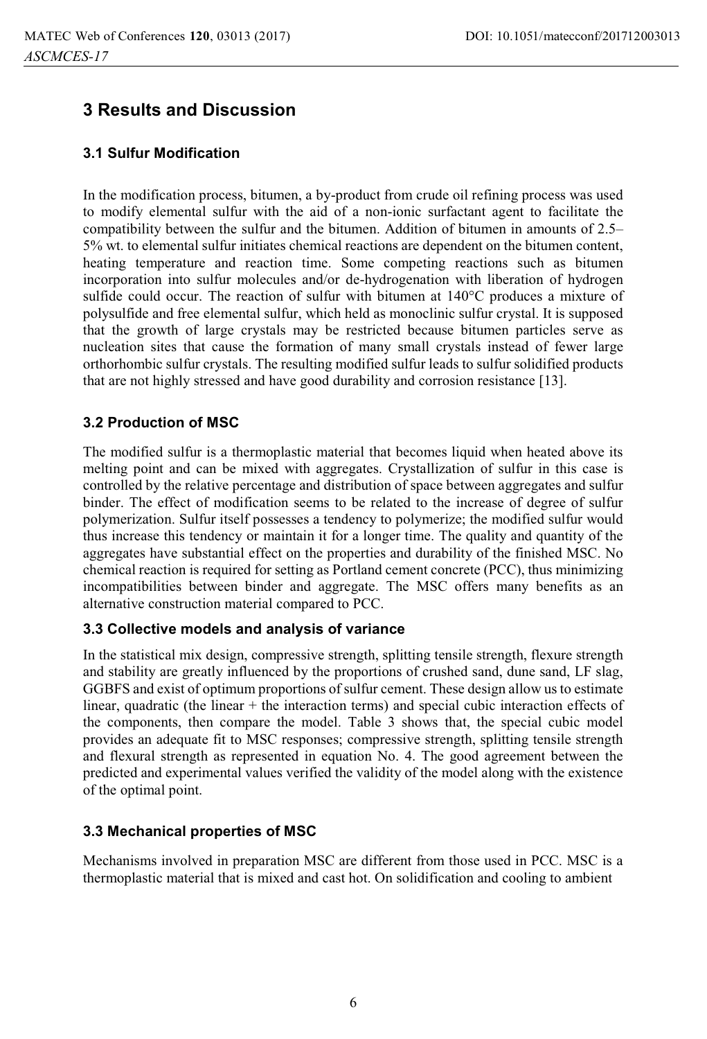# 3 Results and Discussion

## 3.1 Sulfur Modification

In the modification process, bitumen, a by-product from crude oil refining process was used to modify elemental sulfur with the aid of a non-ionic surfactant agent to facilitate the compatibility between the sulfur and the bitumen. Addition of bitumen in amounts of 2.5–5% wt. to elemental sulfur initiates chemical reactions are dependent on the bitumen content, heating temperature and reaction time. Some competing reactions such as bitumen incorporation into sulfur molecules and/or de-hydrogenation with liberation of hydrogen sulfide could occur. The reaction of sulfur with bitumen at 140°C produces a mixture of polysulfide and free elemental sulfur, which held as monoclinic sulfur crystal. It is supposed that the growth of large crystals may be restricted because bitumen particles serve as nucleation sites that cause the formation of many small crystals instead of fewer large orthorhombic sulfur crystals. The resulting modified sulfur leads to sulfur solidified products that are not highly stressed and have good durability and corrosion resistance [13].

## 3.2 Production of MSC

The modified sulfur is a thermoplastic material that becomes liquid when heated above its melting point and can be mixed with aggregates. Crystallization of sulfur in this case is controlled by the relative percentage and distribution of space between aggregates and sulfur binder. The effect of modification seems to be related to the increase of degree of sulfur polymerization. Sulfur itself possesses a tendency to polymerize; the modified sulfur would thus increase this tendency or maintain it for a longer time. The quality and quantity of the aggregates have substantial effect on the properties and durability of the finished MSC. No chemical reaction is required for setting as Portland cement concrete (PCC), thus minimizing incompatibilities between binder and aggregate. The MSC offers many benefits as an alternative construction material compared to PCC.

## 3.3 Collective models and analysis of variance

In the statistical mix design, compressive strength, splitting tensile strength, flexure strength and stability are greatly influenced by the proportions of crushed sand, dune sand, LF slag, GGBFS and exist of optimum proportions of sulfur cement. These design allow us to estimate linear, quadratic (the linear + the interaction terms) and special cubic interaction effects of the components, then compare the model. Table 3 shows that, the special cubic model provides an adequate fit to MSC responses; compressive strength, splitting tensile strength and flexural strength as represented in equation No. 4. The good agreement between the predicted and experimental values verified the validity of the model along with the existence of the optimal point.

## 3.3 Mechanical properties of MSC

Mechanisms involved in preparation MSC are different from those used in PCC. MSC is a thermoplastic material that is mixed and cast hot. On solidification and cooling to ambient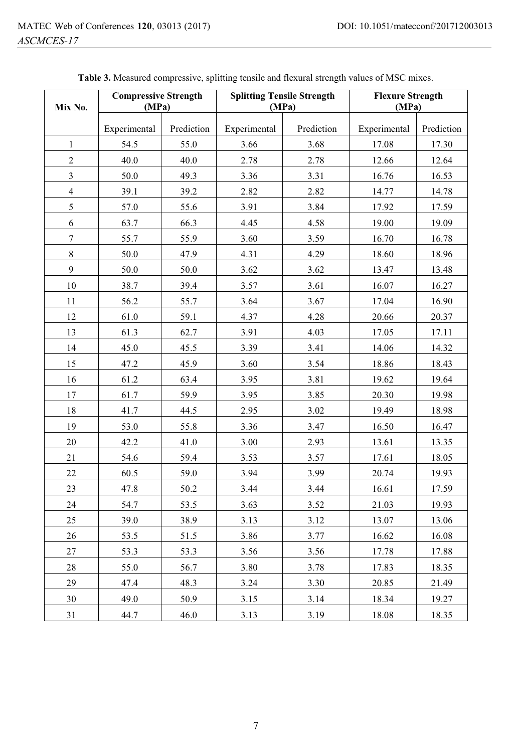**Table 3.** Measured compressive, splitting tensile and flexural strength values of MSC mixes.

| Mix No. | Compressive Strength (MPa) | | Splitting Tensile Strength (MPa) | | Flexure Strength (MPa) | |
|---|---|---|---|---|---|---|
| | Experimental | Prediction | Experimental | Prediction | Experimental | Prediction |
| 1 | 54.5 | 55.0 | 3.66 | 3.68 | 17.08 | 17.30 |
| 2 | 40.0 | 40.0 | 2.78 | 2.78 | 12.66 | 12.64 |
| 3 | 50.0 | 49.3 | 3.36 | 3.31 | 16.76 | 16.53 |
| 4 | 39.1 | 39.2 | 2.82 | 2.82 | 14.77 | 14.78 |
| 5 | 57.0 | 55.6 | 3.91 | 3.84 | 17.92 | 17.59 |
| 6 | 63.7 | 66.3 | 4.45 | 4.58 | 19.00 | 19.09 |
| 7 | 55.7 | 55.9 | 3.60 | 3.59 | 16.70 | 16.78 |
| 8 | 50.0 | 47.9 | 4.31 | 4.29 | 18.60 | 18.96 |
| 9 | 50.0 | 50.0 | 3.62 | 3.62 | 13.47 | 13.48 |
| 10 | 38.7 | 39.4 | 3.57 | 3.61 | 16.07 | 16.27 |
| 11 | 56.2 | 55.7 | 3.64 | 3.67 | 17.04 | 16.90 |
| 12 | 61.0 | 59.1 | 4.37 | 4.28 | 20.66 | 20.37 |
| 13 | 61.3 | 62.7 | 3.91 | 4.03 | 17.05 | 17.11 |
| 14 | 45.0 | 45.5 | 3.39 | 3.41 | 14.06 | 14.32 |
| 15 | 47.2 | 45.9 | 3.60 | 3.54 | 18.86 | 18.43 |
| 16 | 61.2 | 63.4 | 3.95 | 3.81 | 19.62 | 19.64 |
| 17 | 61.7 | 59.9 | 3.95 | 3.85 | 20.30 | 19.98 |
| 18 | 41.7 | 44.5 | 2.95 | 3.02 | 19.49 | 18.98 |
| 19 | 53.0 | 55.8 | 3.36 | 3.47 | 16.50 | 16.47 |
| 20 | 42.2 | 41.0 | 3.00 | 2.93 | 13.61 | 13.35 |
| 21 | 54.6 | 59.4 | 3.53 | 3.57 | 17.61 | 18.05 |
| 22 | 60.5 | 59.0 | 3.94 | 3.99 | 20.74 | 19.93 |
| 23 | 47.8 | 50.2 | 3.44 | 3.44 | 16.61 | 17.59 |
| 24 | 54.7 | 53.5 | 3.63 | 3.52 | 21.03 | 19.93 |
| 25 | 39.0 | 38.9 | 3.13 | 3.12 | 13.07 | 13.06 |
| 26 | 53.5 | 51.5 | 3.86 | 3.77 | 16.62 | 16.08 |
| 27 | 53.3 | 53.3 | 3.56 | 3.56 | 17.78 | 17.88 |
| 28 | 55.0 | 56.7 | 3.80 | 3.78 | 17.83 | 18.35 |
| 29 | 47.4 | 48.3 | 3.24 | 3.30 | 20.85 | 21.49 |
| 30 | 49.0 | 50.9 | 3.15 | 3.14 | 18.34 | 19.27 |
| 31 | 44.7 | 46.0 | 3.13 | 3.19 | 18.08 | 18.35 |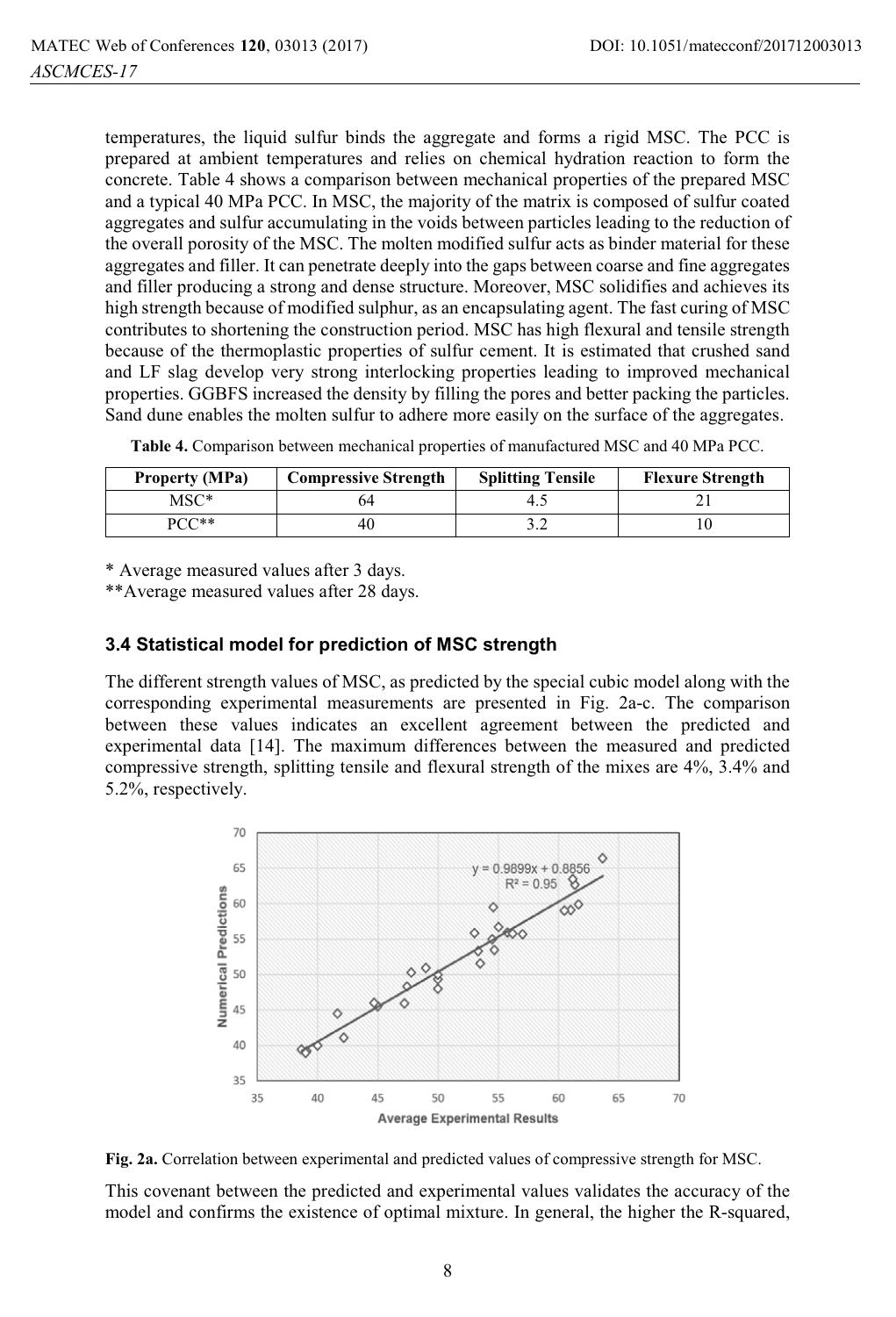temperatures, the liquid sulfur binds the aggregate and forms a rigid MSC. The PCC is prepared at ambient temperatures and relies on chemical hydration reaction to form the concrete. Table 4 shows a comparison between mechanical properties of the prepared MSC and a typical 40 MPa PCC. In MSC, the majority of the matrix is composed of sulfur coated aggregates and sulfur accumulating in the voids between particles leading to the reduction of the overall porosity of the MSC. The molten modified sulfur acts as binder material for these aggregates and filler. It can penetrate deeply into the gaps between coarse and fine aggregates and filler producing a strong and dense structure. Moreover, MSC solidifies and achieves its high strength because of modified sulphur, as an encapsulating agent. The fast curing of MSC contributes to shortening the construction period. MSC has high flexural and tensile strength because of the thermoplastic properties of sulfur cement. It is estimated that crushed sand and LF slag develop very strong interlocking properties leading to improved mechanical properties. GGBFS increased the density by filling the pores and better packing the particles. Sand dune enables the molten sulfur to adhere more easily on the surface of the aggregates.

**Table 4.** Comparison between mechanical properties of manufactured MSC and 40 MPa PCC.

| Property (MPa) | Compressive Strength | Splitting Tensile | Flexure Strength |
|---|---|---|---|
| MSC* | 64 | 4.5 | 21 |
| PCC** | 40 | 3.2 | 10 |

* Average measured values after 3 days.
**Average measured values after 28 days.

### 3.4 Statistical model for prediction of MSC strength

The different strength values of MSC, as predicted by the special cubic model along with the corresponding experimental measurements are presented in Fig. 2a-c. The comparison between these values indicates an excellent agreement between the predicted and experimental data [14]. The maximum differences between the measured and predicted compressive strength, splitting tensile and flexural strength of the mixes are 4%, 3.4% and 5.2%, respectively.

**Fig. 2a.** Correlation between experimental and predicted values of compressive strength for MSC.

This covenant between the predicted and experimental values validates the accuracy of the model and confirms the existence of optimal mixture. In general, the higher the R-squared,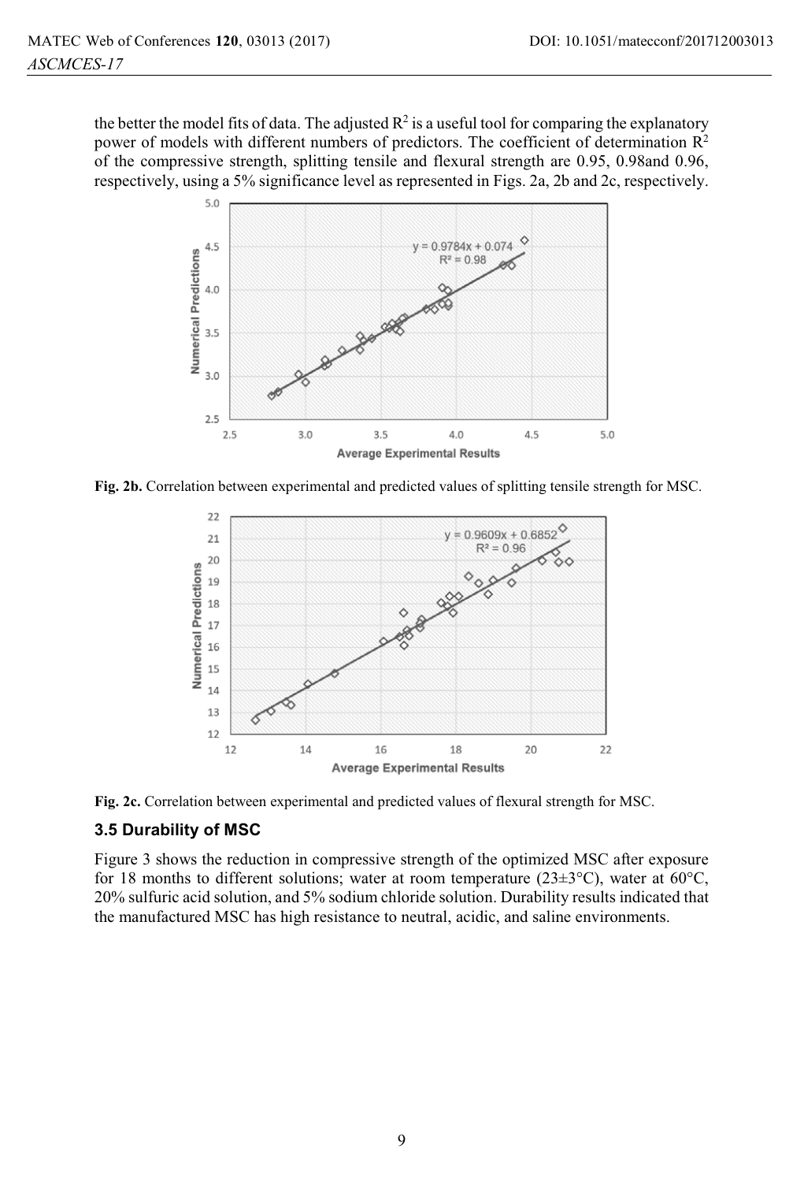the better the model fits of data. The adjusted $R^2$ is a useful tool for comparing the explanatory power of models with different numbers of predictors. The coefficient of determination $R^2$ of the compressive strength, splitting tensile and flexural strength are 0.95, 0.98and 0.96, respectively, using a 5% significance level as represented in Figs. 2a, 2b and 2c, respectively.

**Fig. 2b.** Correlation between experimental and predicted values of splitting tensile strength for MSC.

**Fig. 2c.** Correlation between experimental and predicted values of flexural strength for MSC.

### 3.5 Durability of MSC

Figure 3 shows the reduction in compressive strength of the optimized MSC after exposure for 18 months to different solutions; water at room temperature (23±3°C), water at 60°C, 20% sulfuric acid solution, and 5% sodium chloride solution. Durability results indicated that the manufactured MSC has high resistance to neutral, acidic, and saline environments.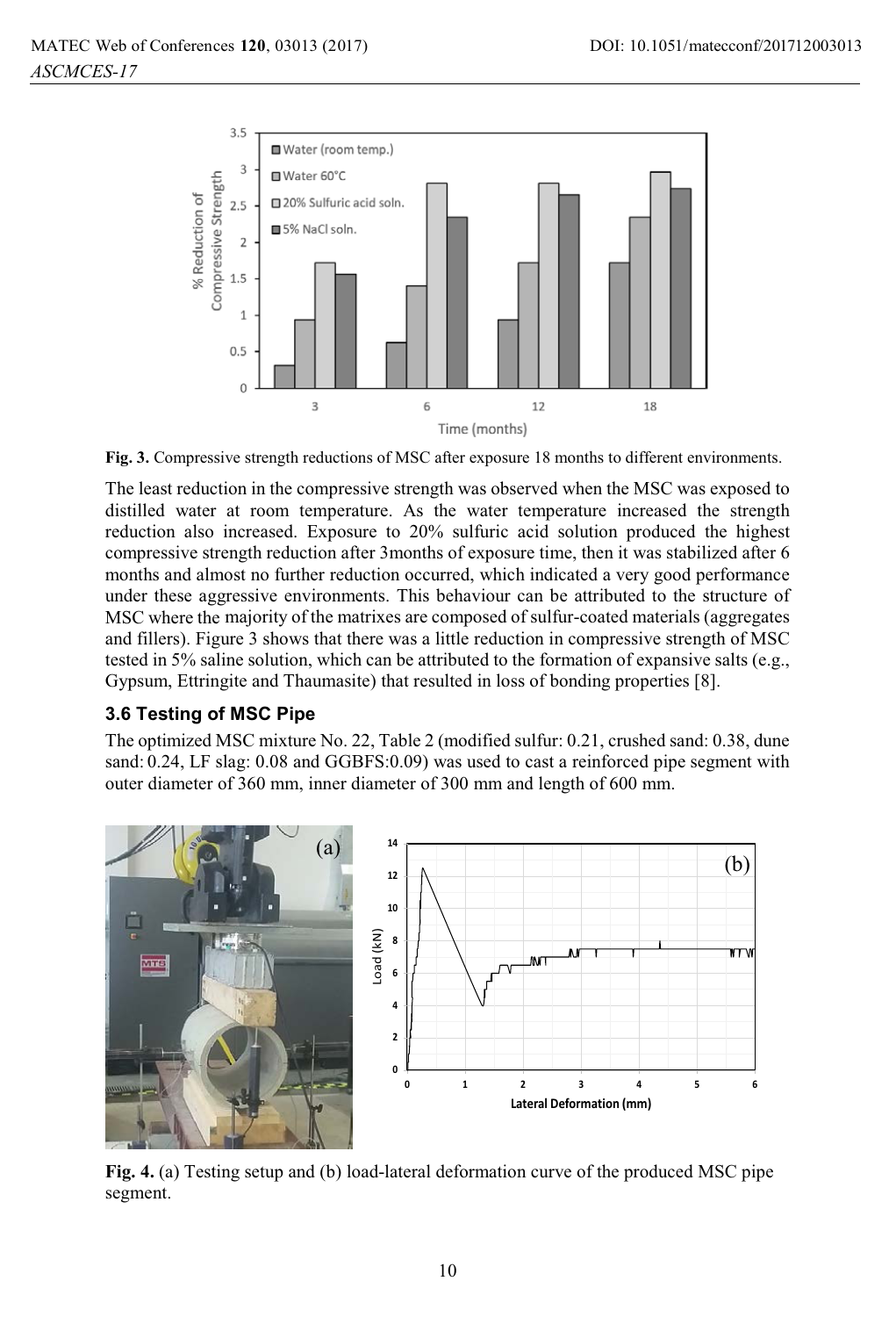**Fig. 3.** Compressive strength reductions of MSC after exposure 18 months to different environments.

The least reduction in the compressive strength was observed when the MSC was exposed to distilled water at room temperature. As the water temperature increased the strength reduction also increased. Exposure to 20% sulfuric acid solution produced the highest compressive strength reduction after 3months of exposure time, then it was stabilized after 6 months and almost no further reduction occurred, which indicated a very good performance under these aggressive environments. This behaviour can be attributed to the structure of MSC where the majority of the matrixes are composed of sulfur-coated materials (aggregates and fillers). Figure 3 shows that there was a little reduction in compressive strength of MSC tested in 5% saline solution, which can be attributed to the formation of expansive salts (e.g., Gypsum, Ettringite and Thaumasite) that resulted in loss of bonding properties [8].

### 3.6 Testing of MSC Pipe

The optimized MSC mixture No. 22, Table 2 (modified sulfur: 0.21, crushed sand: 0.38, dune sand: 0.24, LF slag: 0.08 and GGBFS:0.09) was used to cast a reinforced pipe segment with outer diameter of 360 mm, inner diameter of 300 mm and length of 600 mm.

**Fig. 4.** (a) Testing setup and (b) load-lateral deformation curve of the produced MSC pipe segment.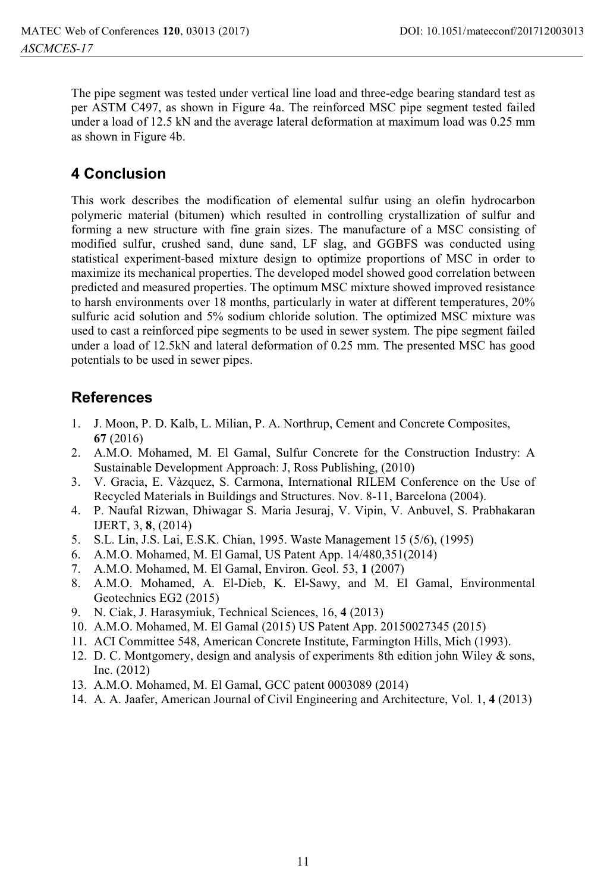The pipe segment was tested under vertical line load and three-edge bearing standard test as per ASTM C497, as shown in Figure 4a. The reinforced MSC pipe segment tested failed under a load of 12.5 kN and the average lateral deformation at maximum load was 0.25 mm as shown in Figure 4b.

## 4 Conclusion

This work describes the modification of elemental sulfur using an olefin hydrocarbon polymeric material (bitumen) which resulted in controlling crystallization of sulfur and forming a new structure with fine grain sizes. The manufacture of a MSC consisting of modified sulfur, crushed sand, dune sand, LF slag, and GGBFS was conducted using statistical experiment-based mixture design to optimize proportions of MSC in order to maximize its mechanical properties. The developed model showed good correlation between predicted and measured properties. The optimum MSC mixture showed improved resistance to harsh environments over 18 months, particularly in water at different temperatures, 20% sulfuric acid solution and 5% sodium chloride solution. The optimized MSC mixture was used to cast a reinforced pipe segments to be used in sewer system. The pipe segment failed under a load of 12.5kN and lateral deformation of 0.25 mm. The presented MSC has good potentials to be used in sewer pipes.

## References

1. J. Moon, P. D. Kalb, L. Milian, P. A. Northrup, Cement and Concrete Composites, **67** (2016)
2. A.M.O. Mohamed, M. El Gamal, Sulfur Concrete for the Construction Industry: A Sustainable Development Approach: J, Ross Publishing, (2010)
3. V. Gracia, E. Vàzquez, S. Carmona, International RILEM Conference on the Use of Recycled Materials in Buildings and Structures. Nov. 8-11, Barcelona (2004).
4. P. Naufal Rizwan, Dhiwagar S. Maria Jesuraj, V. Vipin, V. Anbuvel, S. Prabhakaran IJERT, 3, **8**, (2014)
5. S.L. Lin, J.S. Lai, E.S.K. Chian, 1995. Waste Management 15 (5/6), (1995)
6. A.M.O. Mohamed, M. El Gamal, US Patent App. 14/480,351(2014)
7. A.M.O. Mohamed, M. El Gamal, Environ. Geol. 53, **1** (2007)
8. A.M.O. Mohamed, A. El-Dieb, K. El-Sawy, and M. El Gamal, Environmental Geotechnics EG2 (2015)
9. N. Ciak, J. Harasymiuk, Technical Sciences, 16, **4** (2013)
10. A.M.O. Mohamed, M. El Gamal (2015) US Patent App. 20150027345 (2015)
11. ACI Committee 548, American Concrete Institute, Farmington Hills, Mich (1993).
12. D. C. Montgomery, design and analysis of experiments 8th edition john Wiley & sons, Inc. (2012)
13. A.M.O. Mohamed, M. El Gamal, GCC patent 0003089 (2014)
14. A. A. Jaafer, American Journal of Civil Engineering and Architecture, Vol. 1, **4** (2013)